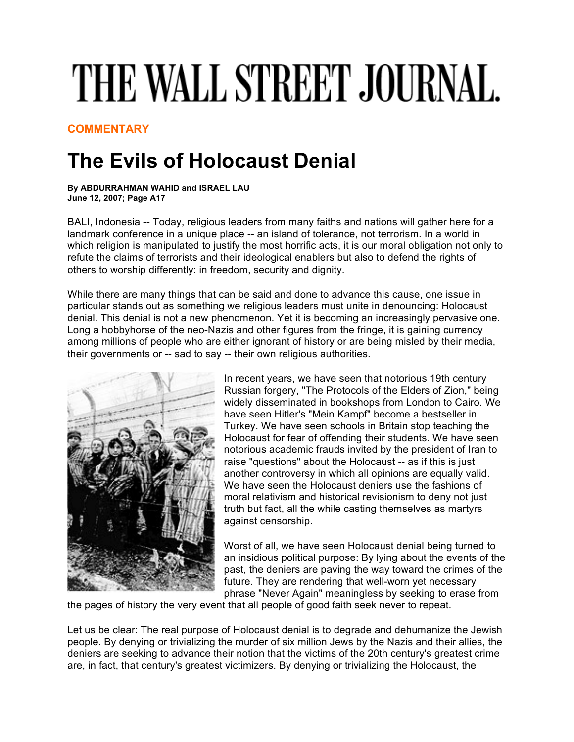# THE WALL STREET JOURNAL.

**COMMENTARY**

## The Evils of Holocaust Denial

**By ABDURRAHMAN WAHID and ISRAEL LAU**
**June 12, 2007; Page A17**

BALI, Indonesia -- Today, religious leaders from many faiths and nations will gather here for a landmark conference in a unique place -- an island of tolerance, not terrorism. In a world in which religion is manipulated to justify the most horrific acts, it is our moral obligation not only to refute the claims of terrorists and their ideological enablers but also to defend the rights of others to worship differently: in freedom, security and dignity.

While there are many things that can be said and done to advance this cause, one issue in particular stands out as something we religious leaders must unite in denouncing: Holocaust denial. This denial is not a new phenomenon. Yet it is becoming an increasingly pervasive one. Long a hobbyhorse of the neo-Nazis and other figures from the fringe, it is gaining currency among millions of people who are either ignorant of history or are being misled by their media, their governments or -- sad to say -- their own religious authorities.

In recent years, we have seen that notorious 19th century Russian forgery, "The Protocols of the Elders of Zion," being widely disseminated in bookshops from London to Cairo. We have seen Hitler's "Mein Kampf" become a bestseller in Turkey. We have seen schools in Britain stop teaching the Holocaust for fear of offending their students. We have seen notorious academic frauds invited by the president of Iran to raise "questions" about the Holocaust -- as if this is just another controversy in which all opinions are equally valid. We have seen the Holocaust deniers use the fashions of moral relativism and historical revisionism to deny not just truth but fact, all the while casting themselves as martyrs against censorship.

Worst of all, we have seen Holocaust denial being turned to an insidious political purpose: By lying about the events of the past, the deniers are paving the way toward the crimes of the future. They are rendering that well-worn yet necessary phrase "Never Again" meaningless by seeking to erase from the pages of history the very event that all people of good faith seek never to repeat.

Let us be clear: The real purpose of Holocaust denial is to degrade and dehumanize the Jewish people. By denying or trivializing the murder of six million Jews by the Nazis and their allies, the deniers are seeking to advance their notion that the victims of the 20th century's greatest crime are, in fact, that century's greatest victimizers. By denying or trivializing the Holocaust, the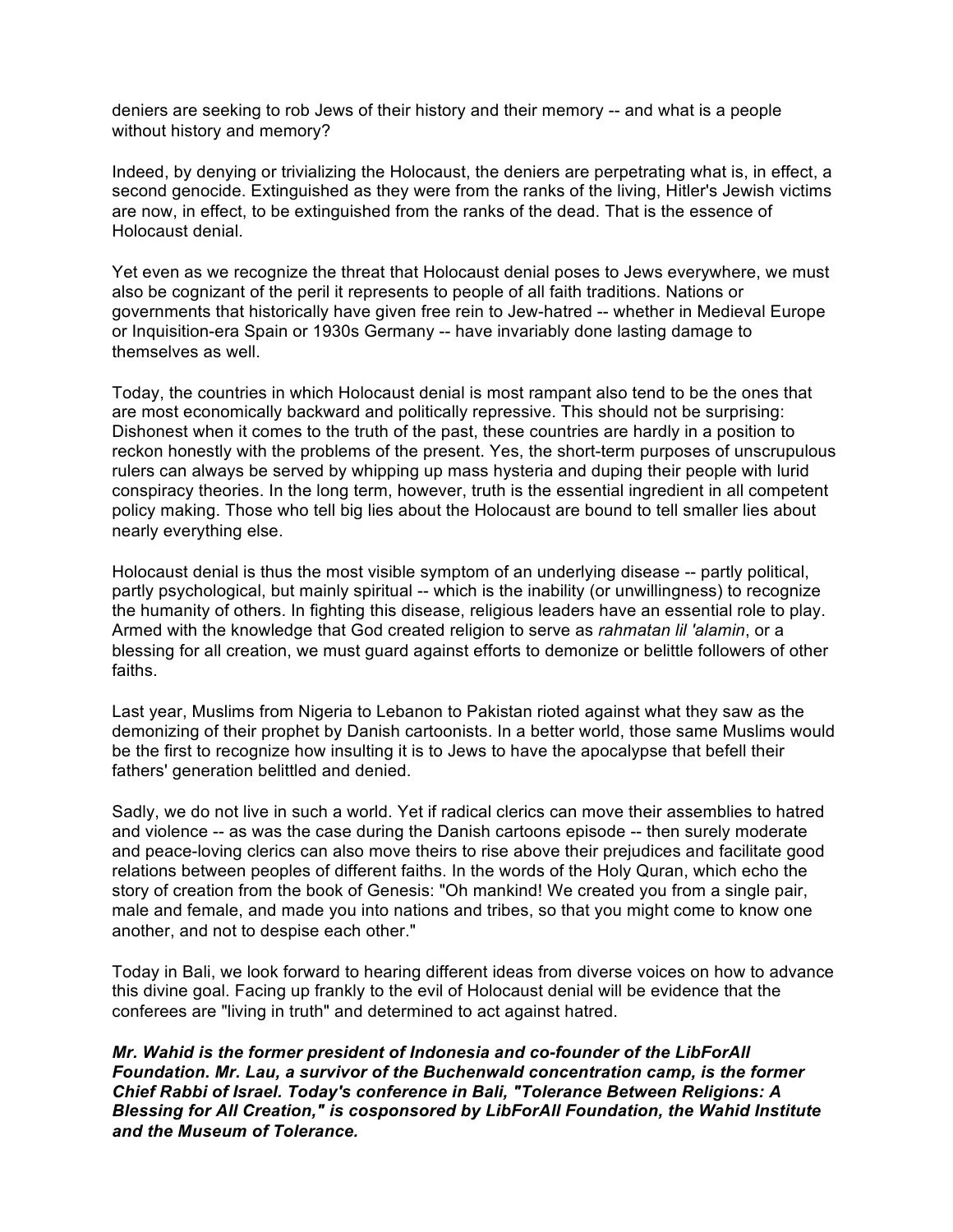deniers are seeking to rob Jews of their history and their memory -- and what is a people without history and memory?

Indeed, by denying or trivializing the Holocaust, the deniers are perpetrating what is, in effect, a second genocide. Extinguished as they were from the ranks of the living, Hitler's Jewish victims are now, in effect, to be extinguished from the ranks of the dead. That is the essence of Holocaust denial.

Yet even as we recognize the threat that Holocaust denial poses to Jews everywhere, we must also be cognizant of the peril it represents to people of all faith traditions. Nations or governments that historically have given free rein to Jew-hatred -- whether in Medieval Europe or Inquisition-era Spain or 1930s Germany -- have invariably done lasting damage to themselves as well.

Today, the countries in which Holocaust denial is most rampant also tend to be the ones that are most economically backward and politically repressive. This should not be surprising: Dishonest when it comes to the truth of the past, these countries are hardly in a position to reckon honestly with the problems of the present. Yes, the short-term purposes of unscrupulous rulers can always be served by whipping up mass hysteria and duping their people with lurid conspiracy theories. In the long term, however, truth is the essential ingredient in all competent policy making. Those who tell big lies about the Holocaust are bound to tell smaller lies about nearly everything else.

Holocaust denial is thus the most visible symptom of an underlying disease -- partly political, partly psychological, but mainly spiritual -- which is the inability (or unwillingness) to recognize the humanity of others. In fighting this disease, religious leaders have an essential role to play. Armed with the knowledge that God created religion to serve as *rahmatan lil 'alamin*, or a blessing for all creation, we must guard against efforts to demonize or belittle followers of other faiths.

Last year, Muslims from Nigeria to Lebanon to Pakistan rioted against what they saw as the demonizing of their prophet by Danish cartoonists. In a better world, those same Muslims would be the first to recognize how insulting it is to Jews to have the apocalypse that befell their fathers' generation belittled and denied.

Sadly, we do not live in such a world. Yet if radical clerics can move their assemblies to hatred and violence -- as was the case during the Danish cartoons episode -- then surely moderate and peace-loving clerics can also move theirs to rise above their prejudices and facilitate good relations between peoples of different faiths. In the words of the Holy Quran, which echo the story of creation from the book of Genesis: "Oh mankind! We created you from a single pair, male and female, and made you into nations and tribes, so that you might come to know one another, and not to despise each other."

Today in Bali, we look forward to hearing different ideas from diverse voices on how to advance this divine goal. Facing up frankly to the evil of Holocaust denial will be evidence that the conferees are "living in truth" and determined to act against hatred.

***Mr. Wahid is the former president of Indonesia and co-founder of the LibForAll Foundation. Mr. Lau, a survivor of the Buchenwald concentration camp, is the former Chief Rabbi of Israel. Today's conference in Bali, "Tolerance Between Religions: A Blessing for All Creation," is cosponsored by LibForAll Foundation, the Wahid Institute and the Museum of Tolerance.***